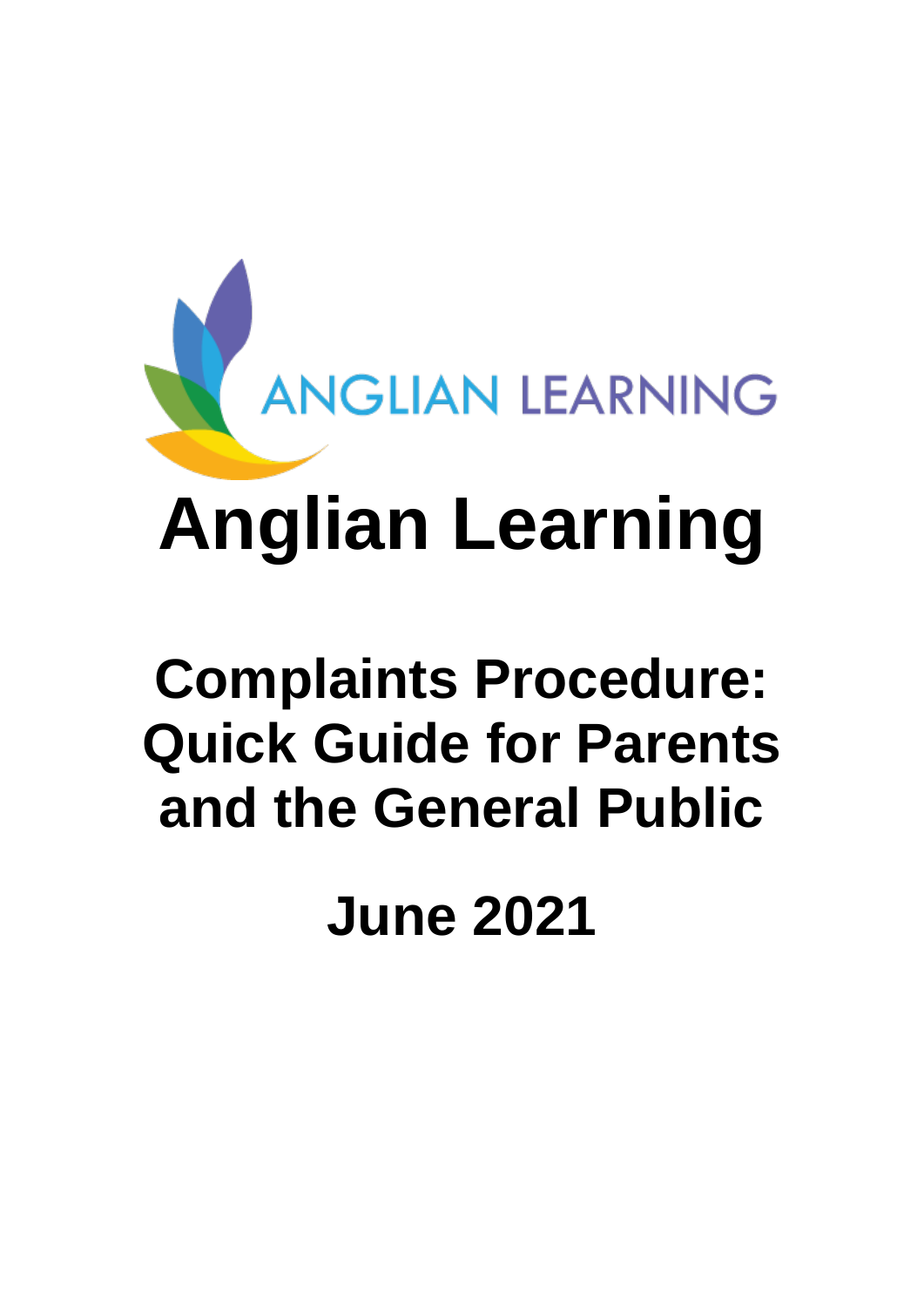ANGLIAN LEARNING

# Anglian Learning

## Complaints Procedure: Quick Guide for Parents and the General Public

## June 2021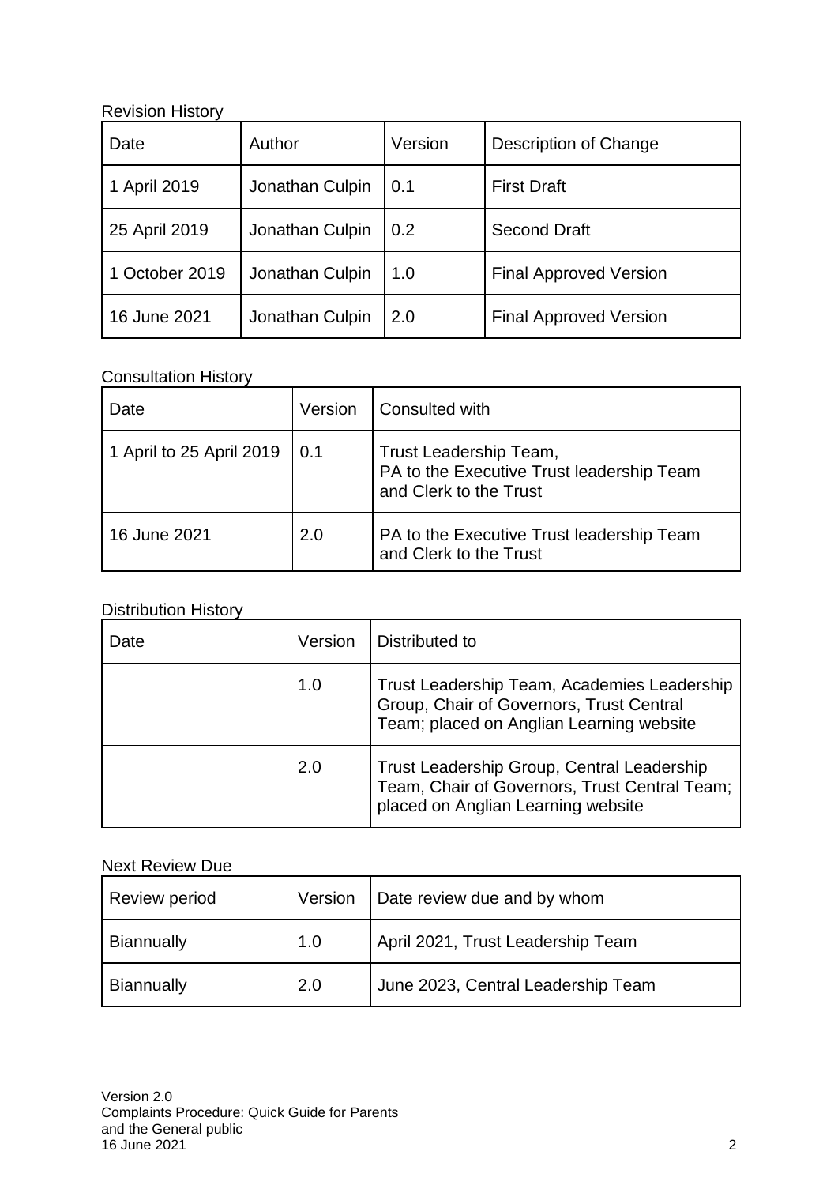Revision History

| Date | Author | Version | Description of Change |
| --- | --- | --- | --- |
| 1 April 2019 | Jonathan Culpin | 0.1 | First Draft |
| 25 April 2019 | Jonathan Culpin | 0.2 | Second Draft |
| 1 October 2019 | Jonathan Culpin | 1.0 | Final Approved Version |
| 16 June 2021 | Jonathan Culpin | 2.0 | Final Approved Version |

Consultation History

| Date | Version | Consulted with |
| --- | --- | --- |
| 1 April to 25 April 2019 | 0.1 | Trust Leadership Team, PA to the Executive Trust leadership Team and Clerk to the Trust |
| 16 June 2021 | 2.0 | PA to the Executive Trust leadership Team and Clerk to the Trust |

Distribution History

| Date | Version | Distributed to |
| --- | --- | --- |
| | 1.0 | Trust Leadership Team, Academies Leadership Group, Chair of Governors, Trust Central Team; placed on Anglian Learning website |
| | 2.0 | Trust Leadership Group, Central Leadership Team, Chair of Governors, Trust Central Team; placed on Anglian Learning website |

Next Review Due

| Review period | Version | Date review due and by whom |
| --- | --- | --- |
| Biannually | 1.0 | April 2021, Trust Leadership Team |
| Biannually | 2.0 | June 2023, Central Leadership Team |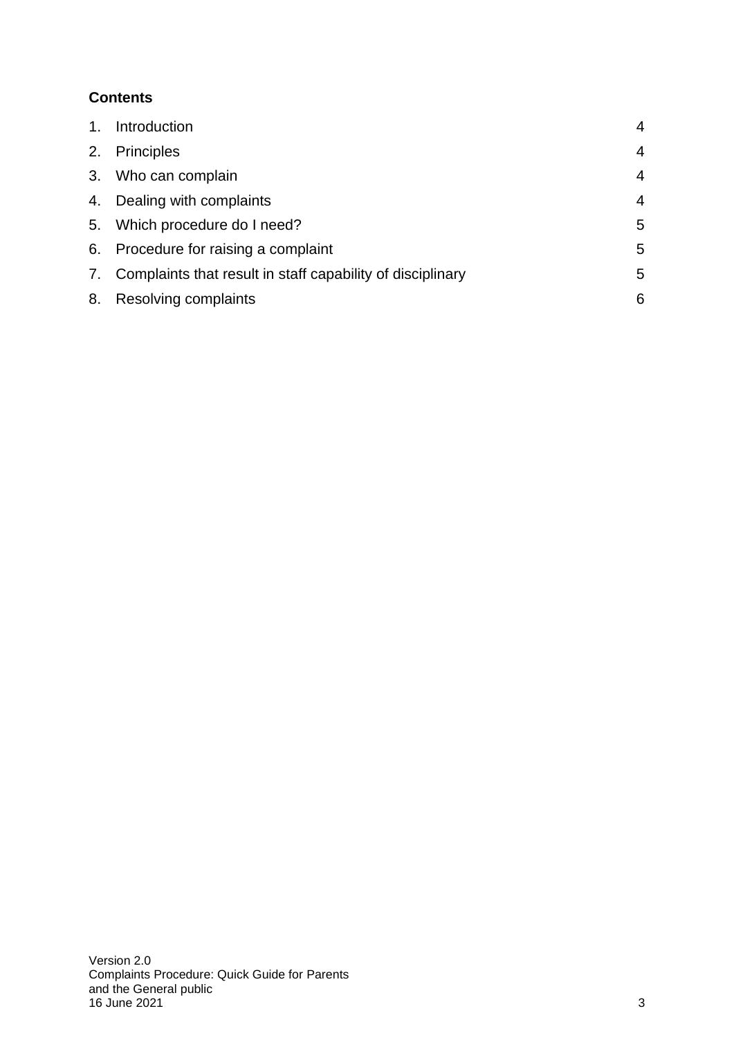**Contents**

| | | |
|---|---|---|
| 1. | Introduction | 4 |
| 2. | Principles | 4 |
| 3. | Who can complain | 4 |
| 4. | Dealing with complaints | 4 |
| 5. | Which procedure do I need? | 5 |
| 6. | Procedure for raising a complaint | 5 |
| 7. | Complaints that result in staff capability of disciplinary | 5 |
| 8. | Resolving complaints | 6 |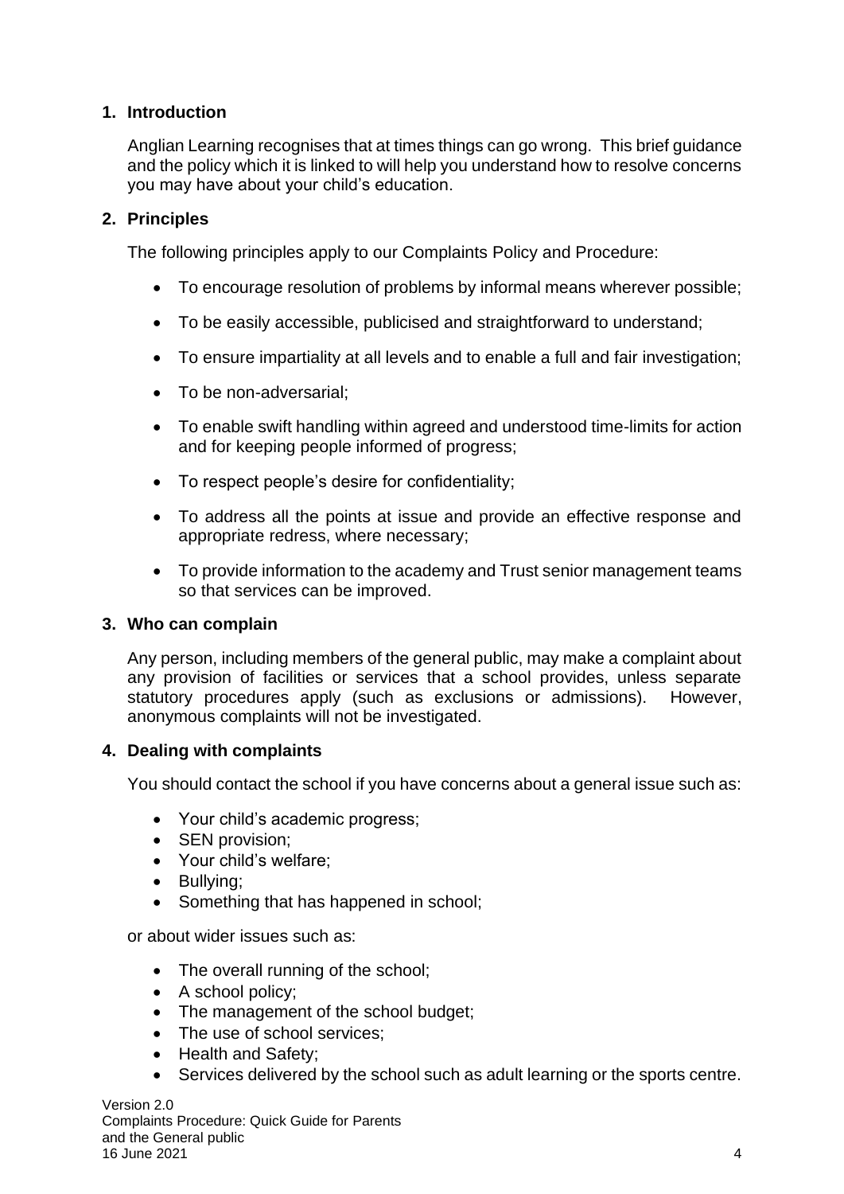## 1. Introduction

Anglian Learning recognises that at times things can go wrong. This brief guidance and the policy which it is linked to will help you understand how to resolve concerns you may have about your child's education.

## 2. Principles

The following principles apply to our Complaints Policy and Procedure:

- To encourage resolution of problems by informal means wherever possible;
- To be easily accessible, publicised and straightforward to understand;
- To ensure impartiality at all levels and to enable a full and fair investigation;
- To be non-adversarial;
- To enable swift handling within agreed and understood time-limits for action and for keeping people informed of progress;
- To respect people's desire for confidentiality;
- To address all the points at issue and provide an effective response and appropriate redress, where necessary;
- To provide information to the academy and Trust senior management teams so that services can be improved.

## 3. Who can complain

Any person, including members of the general public, may make a complaint about any provision of facilities or services that a school provides, unless separate statutory procedures apply (such as exclusions or admissions). However, anonymous complaints will not be investigated.

## 4. Dealing with complaints

You should contact the school if you have concerns about a general issue such as:

- Your child's academic progress;
- SEN provision;
- Your child's welfare;
- Bullying;
- Something that has happened in school;

or about wider issues such as:

- The overall running of the school;
- A school policy;
- The management of the school budget;
- The use of school services;
- Health and Safety;
- Services delivered by the school such as adult learning or the sports centre.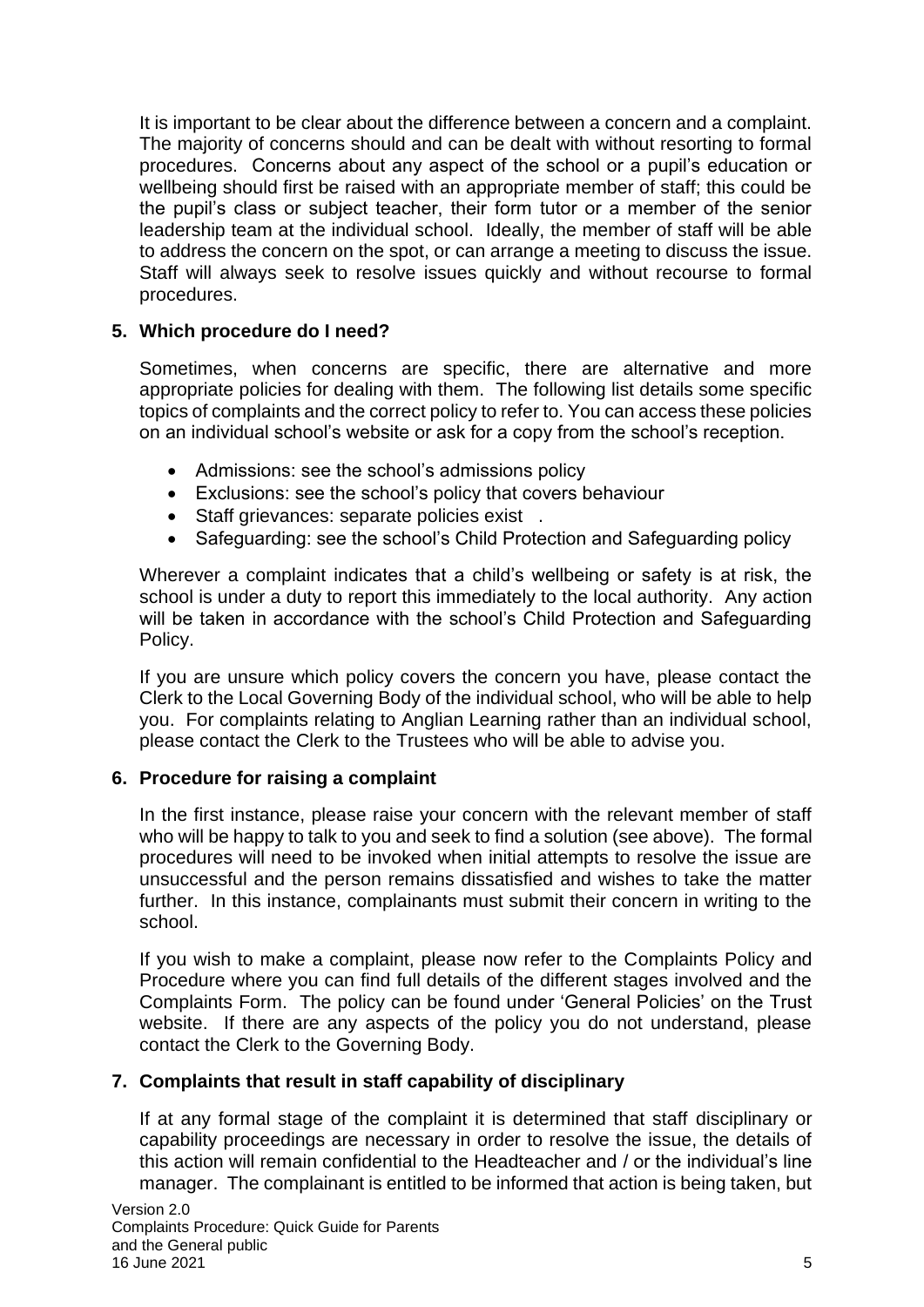It is important to be clear about the difference between a concern and a complaint. The majority of concerns should and can be dealt with without resorting to formal procedures. Concerns about any aspect of the school or a pupil's education or wellbeing should first be raised with an appropriate member of staff; this could be the pupil's class or subject teacher, their form tutor or a member of the senior leadership team at the individual school. Ideally, the member of staff will be able to address the concern on the spot, or can arrange a meeting to discuss the issue. Staff will always seek to resolve issues quickly and without recourse to formal procedures.

## 5. Which procedure do I need?

Sometimes, when concerns are specific, there are alternative and more appropriate policies for dealing with them. The following list details some specific topics of complaints and the correct policy to refer to. You can access these policies on an individual school's website or ask for a copy from the school's reception.

- Admissions: see the school's admissions policy
- Exclusions: see the school's policy that covers behaviour
- Staff grievances: separate policies exist .
- Safeguarding: see the school's Child Protection and Safeguarding policy

Wherever a complaint indicates that a child's wellbeing or safety is at risk, the school is under a duty to report this immediately to the local authority. Any action will be taken in accordance with the school's Child Protection and Safeguarding Policy.

If you are unsure which policy covers the concern you have, please contact the Clerk to the Local Governing Body of the individual school, who will be able to help you. For complaints relating to Anglian Learning rather than an individual school, please contact the Clerk to the Trustees who will be able to advise you.

## 6. Procedure for raising a complaint

In the first instance, please raise your concern with the relevant member of staff who will be happy to talk to you and seek to find a solution (see above). The formal procedures will need to be invoked when initial attempts to resolve the issue are unsuccessful and the person remains dissatisfied and wishes to take the matter further. In this instance, complainants must submit their concern in writing to the school.

If you wish to make a complaint, please now refer to the Complaints Policy and Procedure where you can find full details of the different stages involved and the Complaints Form. The policy can be found under 'General Policies' on the Trust website. If there are any aspects of the policy you do not understand, please contact the Clerk to the Governing Body.

## 7. Complaints that result in staff capability of disciplinary

If at any formal stage of the complaint it is determined that staff disciplinary or capability proceedings are necessary in order to resolve the issue, the details of this action will remain confidential to the Headteacher and / or the individual's line manager. The complainant is entitled to be informed that action is being taken, but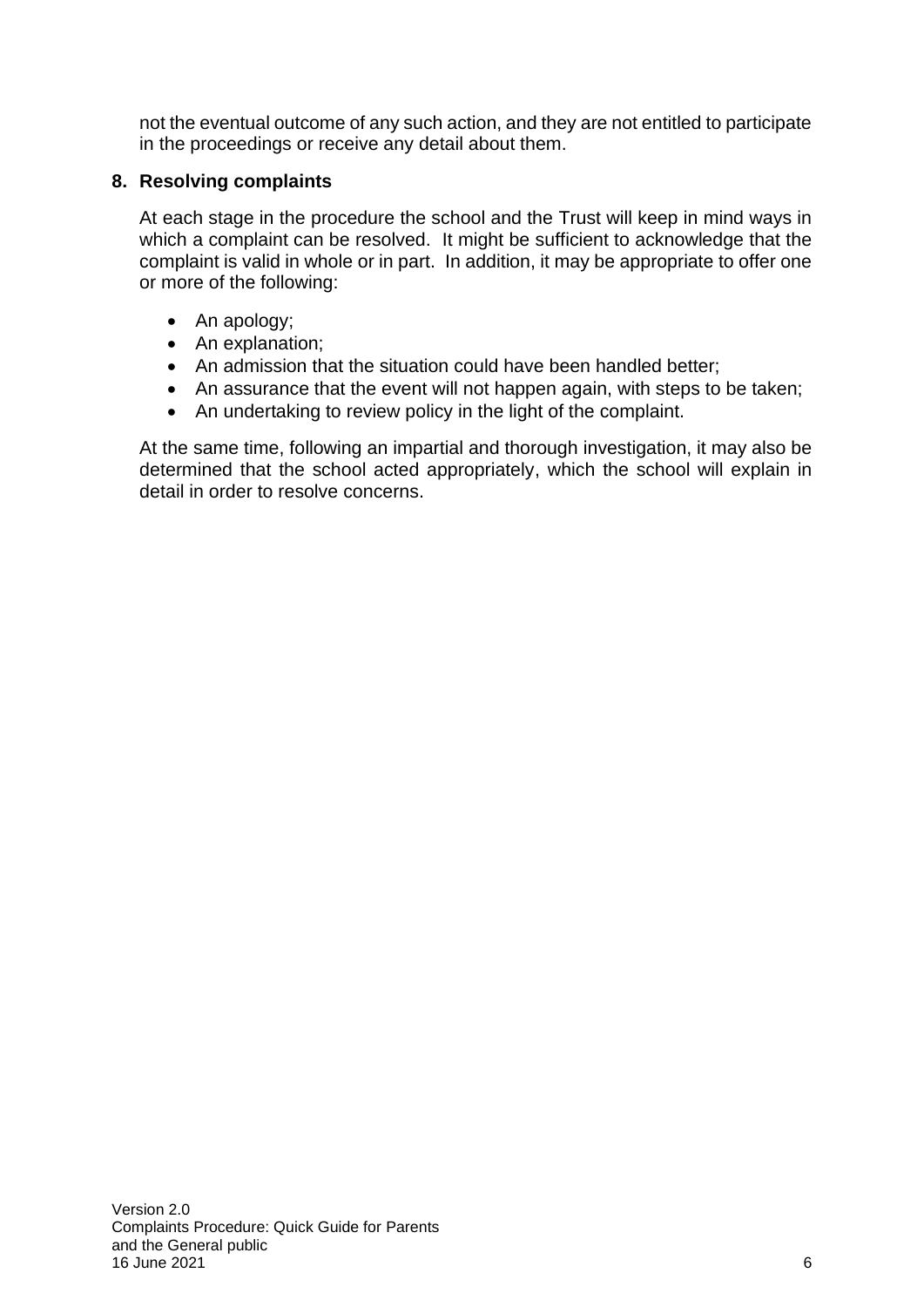not the eventual outcome of any such action, and they are not entitled to participate in the proceedings or receive any detail about them.

## 8. Resolving complaints

At each stage in the procedure the school and the Trust will keep in mind ways in which a complaint can be resolved. It might be sufficient to acknowledge that the complaint is valid in whole or in part. In addition, it may be appropriate to offer one or more of the following:

- An apology;
- An explanation;
- An admission that the situation could have been handled better;
- An assurance that the event will not happen again, with steps to be taken;
- An undertaking to review policy in the light of the complaint.

At the same time, following an impartial and thorough investigation, it may also be determined that the school acted appropriately, which the school will explain in detail in order to resolve concerns.